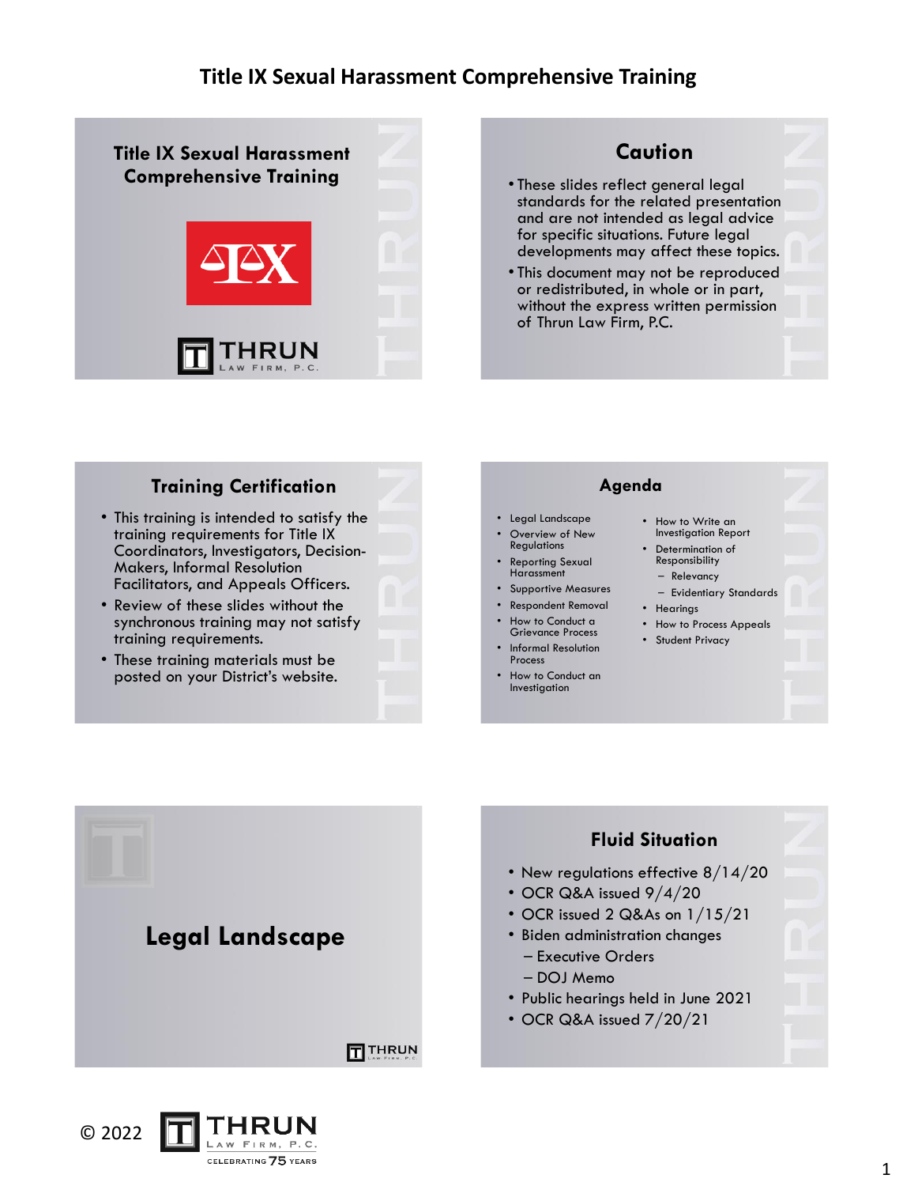# Title IX Sexual Harassment Comprehensive Training

## Title IX Sexual Harassment Comprehensive Training

THRUN LAW FIRM, P.C.

## Caution

- These slides reflect general legal standards for the related presentation and are not intended as legal advice for specific situations. Future legal developments may affect these topics.
- This document may not be reproduced or redistributed, in whole or in part, without the express written permission of Thrun Law Firm, P.C.

## Training Certification

- This training is intended to satisfy the training requirements for Title IX Coordinators, Investigators, Decision-Makers, Informal Resolution Facilitators, and Appeals Officers.
- Review of these slides without the synchronous training may not satisfy training requirements.
- These training materials must be posted on your District's website.

## Agenda

- Legal Landscape
- Overview of New Regulations
- Reporting Sexual Harassment
- Supportive Measures
- Respondent Removal
- How to Conduct a Grievance Process
- Informal Resolution Process
- How to Conduct an Investigation
- How to Write an Investigation Report
- Determination of Responsibility
  - Relevancy
  - Evidentiary Standards
- Hearings
- How to Process Appeals
- Student Privacy

## Legal Landscape

## Fluid Situation

- New regulations effective 8/14/20
- OCR Q&A issued 9/4/20
- OCR issued 2 Q&As on 1/15/21
- Biden administration changes
  - Executive Orders
  - DOJ Memo
- Public hearings held in June 2021
- OCR Q&A issued 7/20/21

© 2022 THRUN LAW FIRM, P.C. CELEBRATING 75 YEARS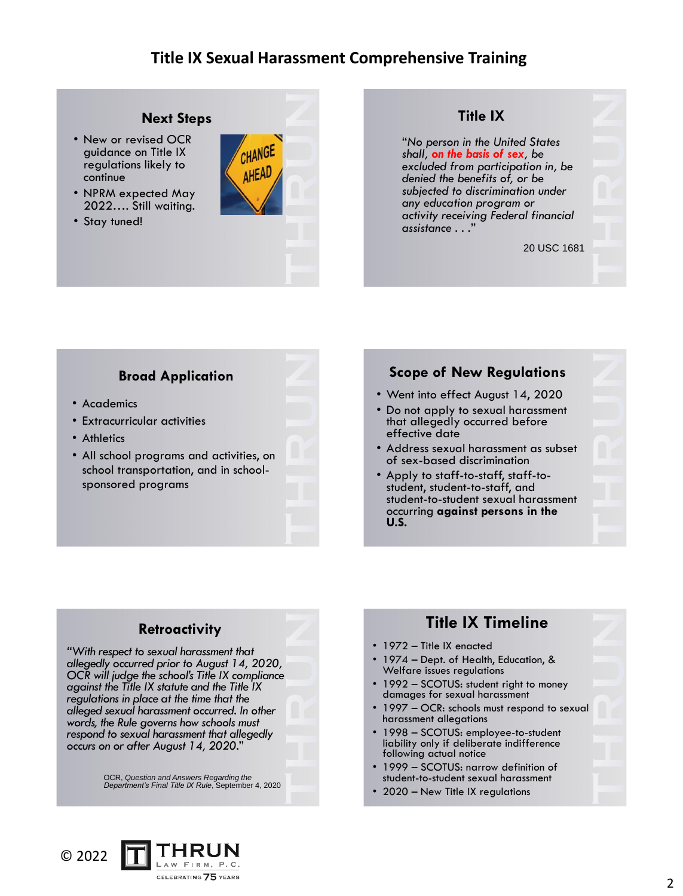# Title IX Sexual Harassment Comprehensive Training

## Next Steps

- New or revised OCR guidance on Title IX regulations likely to continue
- NPRM expected May 2022…. Still waiting.
- Stay tuned!

## Title IX

*"No person in the United States shall, **on the basis of sex**, be excluded from participation in, be denied the benefits of, or be subjected to discrimination under any education program or activity receiving Federal financial assistance . . ."*

20 USC 1681

## Broad Application

- Academics
- Extracurricular activities
- Athletics
- All school programs and activities, on school transportation, and in school-sponsored programs

## Scope of New Regulations

- Went into effect August 14, 2020
- Do not apply to sexual harassment that allegedly occurred before effective date
- Address sexual harassment as subset of sex-based discrimination
- Apply to staff-to-staff, staff-to-student, student-to-staff, and student-to-student sexual harassment occurring **against persons in the U.S.**

## Retroactivity

*"With respect to sexual harassment that allegedly occurred prior to August 14, 2020, OCR will judge the school's Title IX compliance against the Title IX statute and the Title IX regulations in place at the time that the alleged sexual harassment occurred. In other words, the Rule governs how schools must respond to sexual harassment that allegedly occurs on or after August 14, 2020."*

OCR, *Question and Answers Regarding the Department's Final Title IX Rule*, September 4, 2020

## Title IX Timeline

- 1972 – Title IX enacted
- 1974 – Dept. of Health, Education, & Welfare issues regulations
- 1992 – SCOTUS: student right to money damages for sexual harassment
- 1997 – OCR: schools must respond to sexual harassment allegations
- 1998 – SCOTUS: employee-to-student liability only if deliberate indifference following actual notice
- 1999 – SCOTUS: narrow definition of student-to-student sexual harassment
- 2020 – New Title IX regulations

© 2022 THRUN LAW FIRM, P.C. CELEBRATING 75 YEARS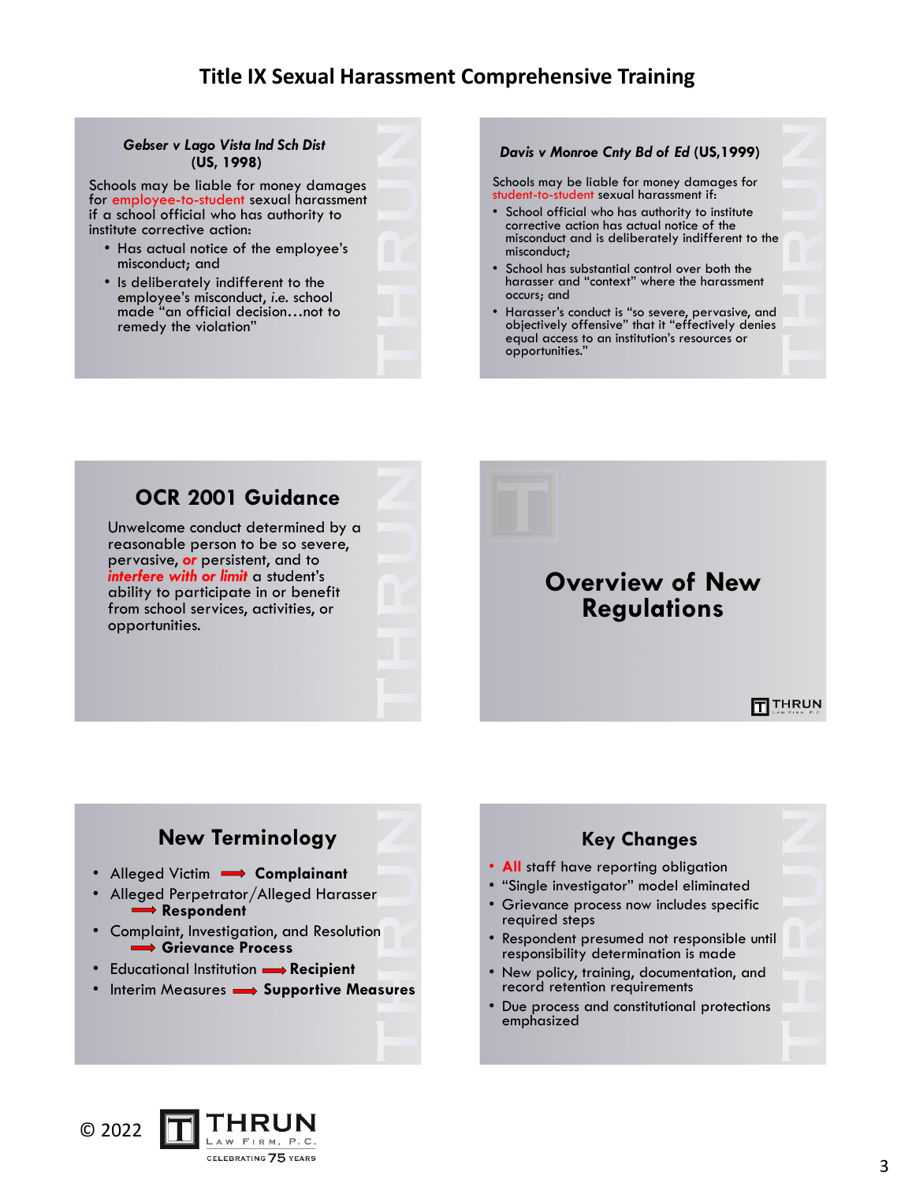# Title IX Sexual Harassment Comprehensive Training

## *Gebser v Lago Vista Ind Sch Dist* (US, 1998)

Schools may be liable for money damages for employee-to-student sexual harassment if a school official who has authority to institute corrective action:

- Has actual notice of the employee's misconduct; and
- Is deliberately indifferent to the employee's misconduct, *i.e.* school made "an official decision…not to remedy the violation"

## *Davis v Monroe Cnty Bd of Ed* (US,1999)

Schools may be liable for money damages for student-to-student sexual harassment if:

- School official who has authority to institute corrective action has actual notice of the misconduct and is deliberately indifferent to the misconduct;
- School has substantial control over both the harasser and "context" where the harassment occurs; and
- Harasser's conduct is "so severe, pervasive, and objectively offensive" that it "effectively denies equal access to an institution's resources or opportunities."

## OCR 2001 Guidance

Unwelcome conduct determined by a reasonable person to be so severe, pervasive, ***or*** persistent, and to ***interfere with or limit*** a student's ability to participate in or benefit from school services, activities, or opportunities.

## Overview of New Regulations

## New Terminology

- Alleged Victim ➡ **Complainant**
- Alleged Perpetrator/Alleged Harasser ➡ **Respondent**
- Complaint, Investigation, and Resolution ➡ **Grievance Process**
- Educational Institution ➡ **Recipient**
- Interim Measures ➡ **Supportive Measures**

## Key Changes

- **All** staff have reporting obligation
- "Single investigator" model eliminated
- Grievance process now includes specific required steps
- Respondent presumed not responsible until responsibility determination is made
- New policy, training, documentation, and record retention requirements
- Due process and constitutional protections emphasized

© 2022 THRUN LAW FIRM, P.C. CELEBRATING 75 YEARS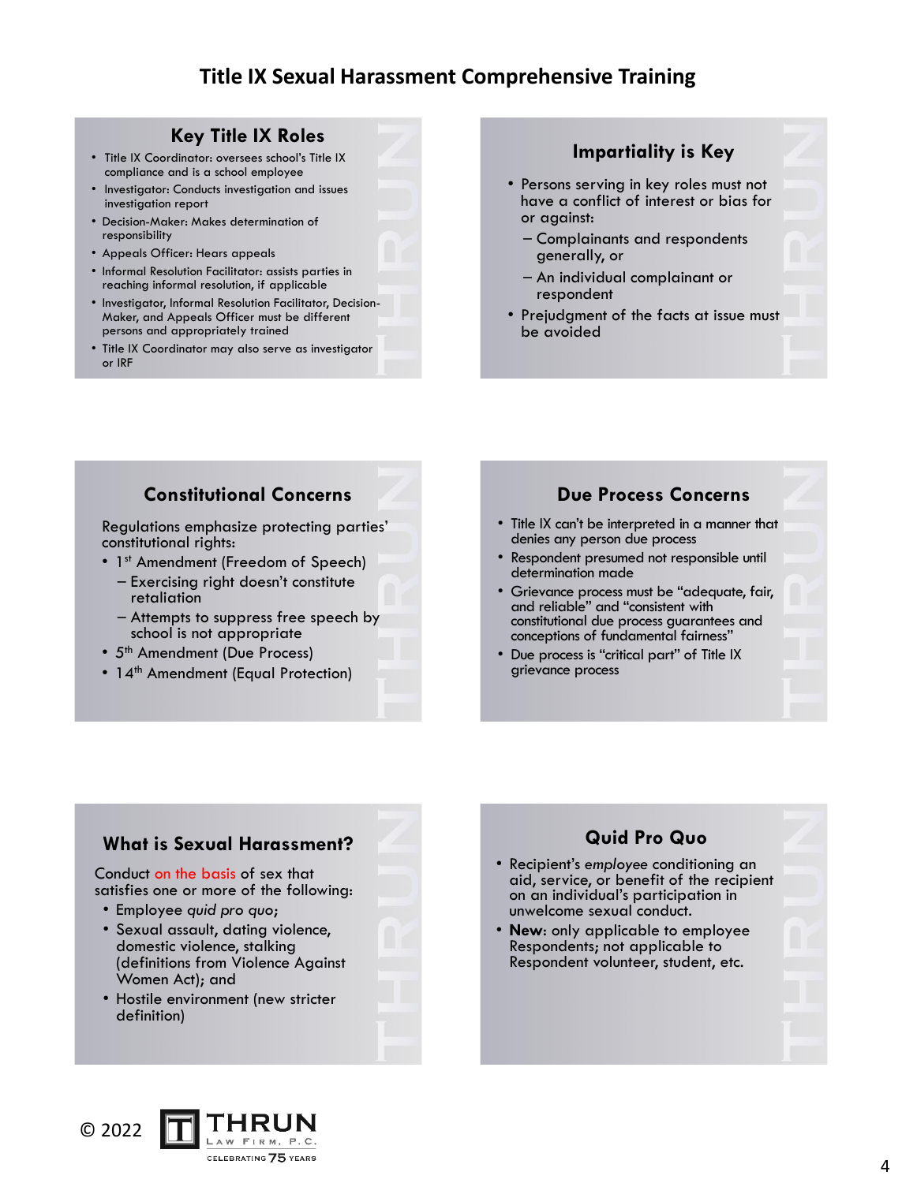# Title IX Sexual Harassment Comprehensive Training

## Key Title IX Roles

- Title IX Coordinator: oversees school's Title IX compliance and is a school employee
- Investigator: Conducts investigation and issues investigation report
- Decision-Maker: Makes determination of responsibility
- Appeals Officer: Hears appeals
- Informal Resolution Facilitator: assists parties in reaching informal resolution, if applicable
- Investigator, Informal Resolution Facilitator, Decision-Maker, and Appeals Officer must be different persons and appropriately trained
- Title IX Coordinator may also serve as investigator or IRF

## Impartiality is Key

- Persons serving in key roles must not have a conflict of interest or bias for or against:
  - Complainants and respondents generally, or
  - An individual complainant or respondent
- Prejudgment of the facts at issue must be avoided

## Constitutional Concerns

Regulations emphasize protecting parties' constitutional rights:

- 1st Amendment (Freedom of Speech)
  - Exercising right doesn't constitute retaliation
  - Attempts to suppress free speech by school is not appropriate
- 5th Amendment (Due Process)
- 14th Amendment (Equal Protection)

## Due Process Concerns

- Title IX can't be interpreted in a manner that denies any person due process
- Respondent presumed not responsible until determination made
- Grievance process must be "adequate, fair, and reliable" and "consistent with constitutional due process guarantees and conceptions of fundamental fairness"
- Due process is "critical part" of Title IX grievance process

## What is Sexual Harassment?

Conduct on the basis of sex that satisfies one or more of the following:

- Employee *quid pro quo*;
- Sexual assault, dating violence, domestic violence, stalking (definitions from Violence Against Women Act); and
- Hostile environment (new stricter definition)

## Quid Pro Quo

- Recipient's *employee* conditioning an aid, service, or benefit of the recipient on an individual's participation in unwelcome sexual conduct.
- **New**: only applicable to employee Respondents; not applicable to Respondent volunteer, student, etc.

© 2022 THRUN LAW FIRM, P.C. CELEBRATING 75 YEARS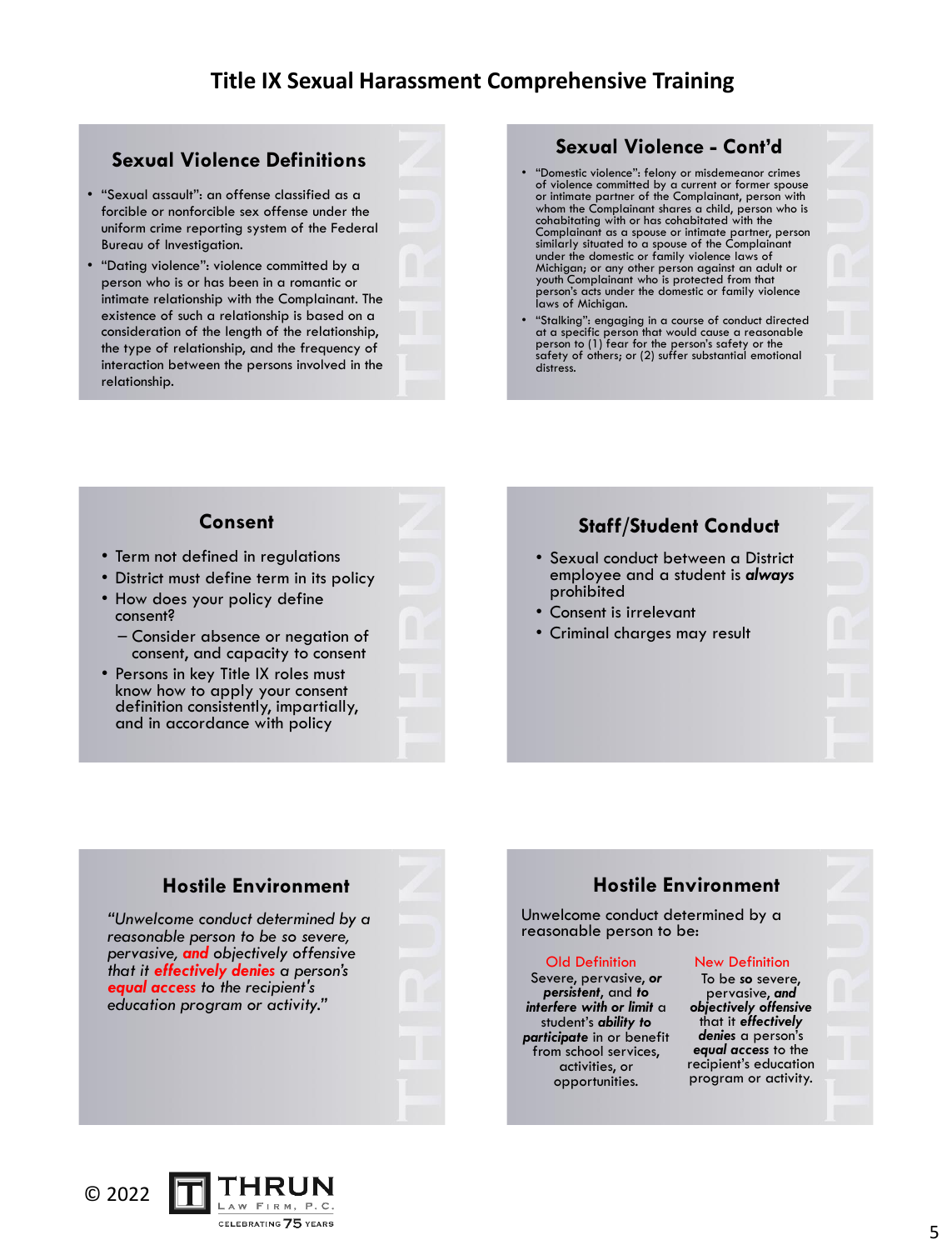# Title IX Sexual Harassment Comprehensive Training

## Sexual Violence Definitions

- "Sexual assault": an offense classified as a forcible or nonforcible sex offense under the uniform crime reporting system of the Federal Bureau of Investigation.
- "Dating violence": violence committed by a person who is or has been in a romantic or intimate relationship with the Complainant. The existence of such a relationship is based on a consideration of the length of the relationship, the type of relationship, and the frequency of interaction between the persons involved in the relationship.

## Sexual Violence - Cont'd

- "Domestic violence": felony or misdemeanor crimes of violence committed by a current or former spouse or intimate partner of the Complainant, person with whom the Complainant shares a child, person who is cohabitating with or has cohabitated with the Complainant as a spouse or intimate partner, person similarly situated to a spouse of the Complainant under the domestic or family violence laws of Michigan; or any other person against an adult or youth Complainant who is protected from that person's acts under the domestic or family violence laws of Michigan.
- "Stalking": engaging in a course of conduct directed at a specific person that would cause a reasonable person to (1) fear for the person's safety or the safety of others; or (2) suffer substantial emotional distress.

## Consent

- Term not defined in regulations
- District must define term in its policy
- How does your policy define consent?
  - Consider absence or negation of consent, and capacity to consent
- Persons in key Title IX roles must know how to apply your consent definition consistently, impartially, and in accordance with policy

## Staff/Student Conduct

- Sexual conduct between a District employee and a student is ***always*** prohibited
- Consent is irrelevant
- Criminal charges may result

## Hostile Environment

*"Unwelcome conduct determined by a reasonable person to be so severe, pervasive,* ***and*** *objectively offensive that it* ***effectively denies*** *a person's* ***equal access*** *to the recipient's education program or activity."*

## Hostile Environment

Unwelcome conduct determined by a reasonable person to be:

| Old Definition | New Definition |
| --- | --- |
| Severe, pervasive, ***or persistent***, and ***to interfere with or limit*** a student's ***ability to participate*** in or benefit from school services, activities, or opportunities. | To be **so** severe, pervasive, ***and objectively offensive*** that it ***effectively denies*** a person's ***equal access*** to the recipient's education program or activity. |

© 2022 THRUN LAW FIRM, P.C. CELEBRATING 75 YEARS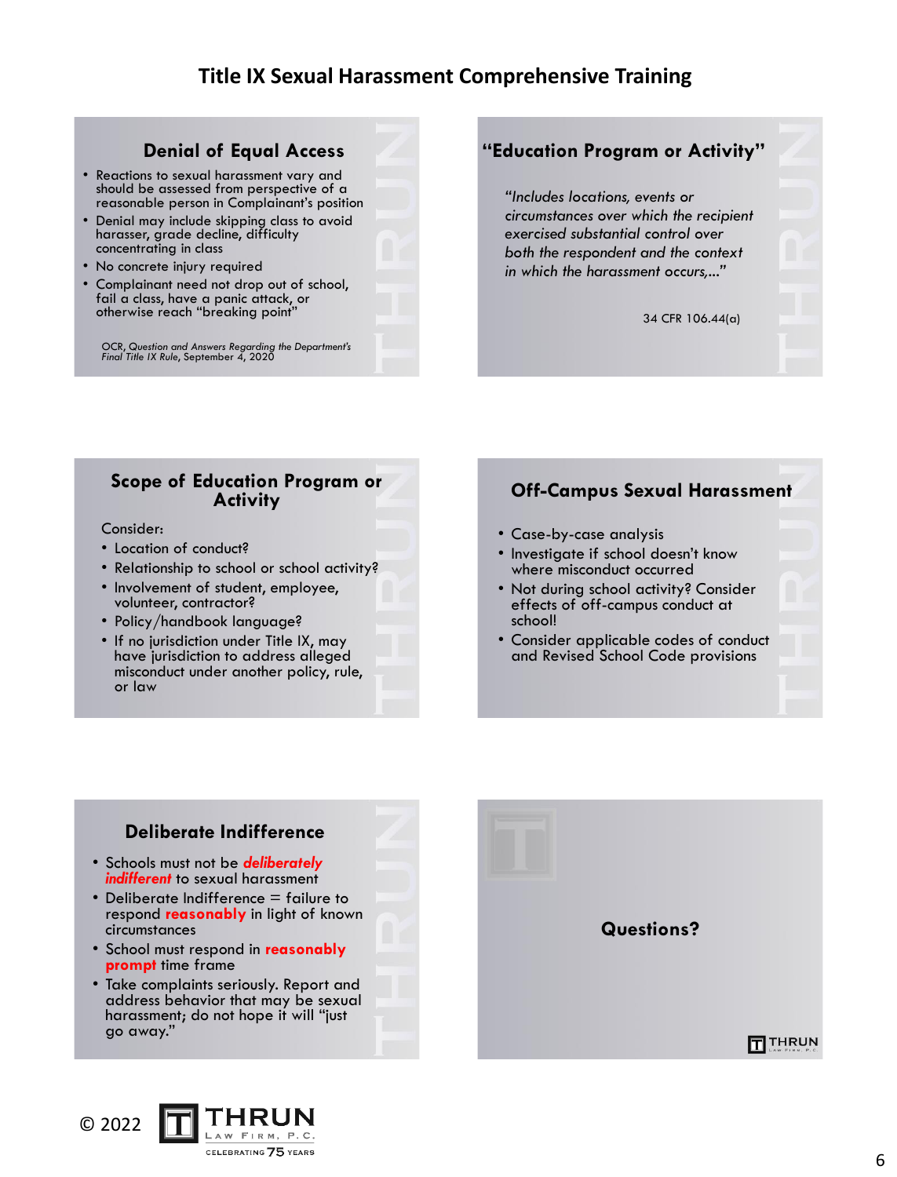# Title IX Sexual Harassment Comprehensive Training

## Denial of Equal Access

- Reactions to sexual harassment vary and should be assessed from perspective of a reasonable person in Complainant's position
- Denial may include skipping class to avoid harasser, grade decline, difficulty concentrating in class
- No concrete injury required
- Complainant need not drop out of school, fail a class, have a panic attack, or otherwise reach "breaking point"

OCR, *Question and Answers Regarding the Department's Final Title IX Rule*, September 4, 2020

## "Education Program or Activity"

*"Includes locations, events or circumstances over which the recipient exercised substantial control over both the respondent and the context in which the harassment occurs,…"*

34 CFR 106.44(a)

## Scope of Education Program or Activity

Consider:

- Location of conduct?
- Relationship to school or school activity?
- Involvement of student, employee, volunteer, contractor?
- Policy/handbook language?
- If no jurisdiction under Title IX, may have jurisdiction to address alleged misconduct under another policy, rule, or law

## Off-Campus Sexual Harassment

- Case-by-case analysis
- Investigate if school doesn't know where misconduct occurred
- Not during school activity? Consider effects of off-campus conduct at school!
- Consider applicable codes of conduct and Revised School Code provisions

## Deliberate Indifference

- Schools must not be ***deliberately indifferent*** to sexual harassment
- Deliberate Indifference = failure to respond **reasonably** in light of known circumstances
- School must respond in **reasonably prompt** time frame
- Take complaints seriously. Report and address behavior that may be sexual harassment; do not hope it will "just go away."

## Questions?

© 2022 THRUN LAW FIRM, P.C. CELEBRATING 75 YEARS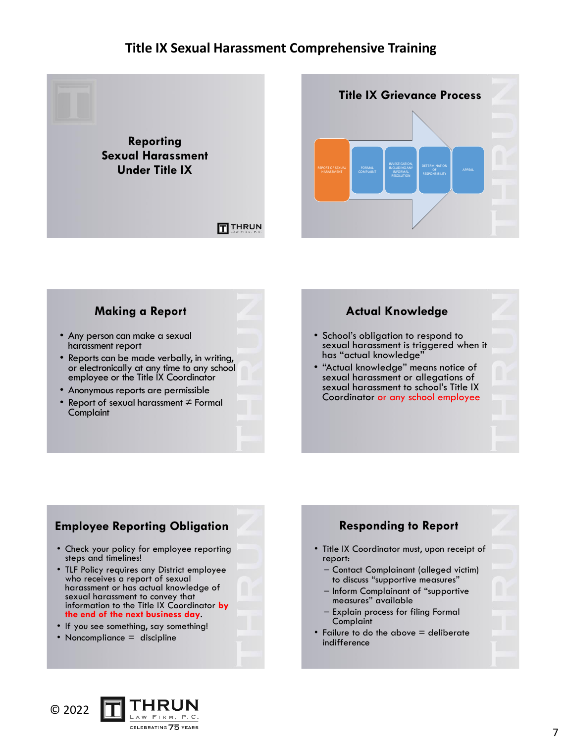# Title IX Sexual Harassment Comprehensive Training

## Reporting Sexual Harassment Under Title IX

## Title IX Grievance Process

REPORT OF SEXUAL HARASSMENT → FORMAL COMPLAINT → INVESTIGATION, INCLUDING ANY INFORMAL RESOLUTION → DETERMINATION OF RESPONSIBILITY → APPEAL

## Making a Report

- Any person can make a sexual harassment report
- Reports can be made verbally, in writing, or electronically at any time to any school employee or the Title IX Coordinator
- Anonymous reports are permissible
- Report of sexual harassment ≠ Formal Complaint

## Actual Knowledge

- School's obligation to respond to sexual harassment is triggered when it has "actual knowledge"
- "Actual knowledge" means notice of sexual harassment or allegations of sexual harassment to school's Title IX Coordinator **or any school employee**

## Employee Reporting Obligation

- Check your policy for employee reporting steps and timelines!
- TLF Policy requires any District employee who receives a report of sexual harassment or has actual knowledge of sexual harassment to convey that information to the Title IX Coordinator **by the end of the next business day**.
- If you see something, say something!
- Noncompliance = discipline

## Responding to Report

- Title IX Coordinator must, upon receipt of report:
  - Contact Complainant (alleged victim) to discuss "supportive measures"
  - Inform Complainant of "supportive measures" available
  - Explain process for filing Formal Complaint
- Failure to do the above = deliberate indifference

© 2022 THRUN LAW FIRM, P.C. CELEBRATING 75 YEARS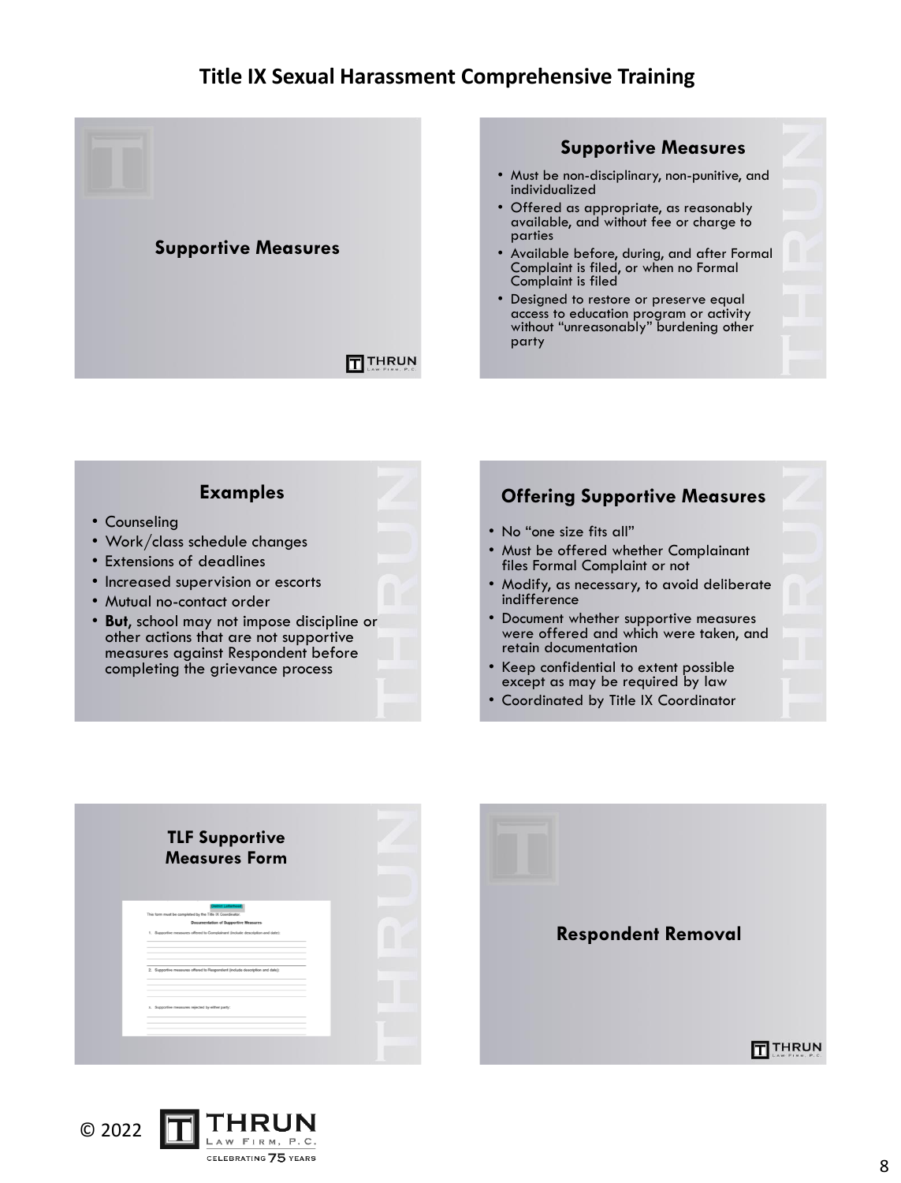# Title IX Sexual Harassment Comprehensive Training

## Supportive Measures

## Supportive Measures

- Must be non-disciplinary, non-punitive, and individualized
- Offered as appropriate, as reasonably available, and without fee or charge to parties
- Available before, during, and after Formal Complaint is filed, or when no Formal Complaint is filed
- Designed to restore or preserve equal access to education program or activity without "unreasonably" burdening other party

## Examples

- Counseling
- Work/class schedule changes
- Extensions of deadlines
- Increased supervision or escorts
- Mutual no-contact order
- **But**, school may not impose discipline or other actions that are not supportive measures against Respondent before completing the grievance process

## Offering Supportive Measures

- No "one size fits all"
- Must be offered whether Complainant files Formal Complaint or not
- Modify, as necessary, to avoid deliberate indifference
- Document whether supportive measures were offered and which were taken, and retain documentation
- Keep confidential to extent possible except as may be required by law
- Coordinated by Title IX Coordinator

## TLF Supportive Measures Form

[District Letterhead]

This form must be completed by the Title IX Coordinator.

**Documentation of Supportive Measures**

1. Supportive measures offered to Complainant (include description and date):
2. Supportive measures offered to Respondent (include description and date):
3. Supportive measures rejected by either party:

## Respondent Removal

© 2022 THRUN LAW FIRM, P.C. CELEBRATING 75 YEARS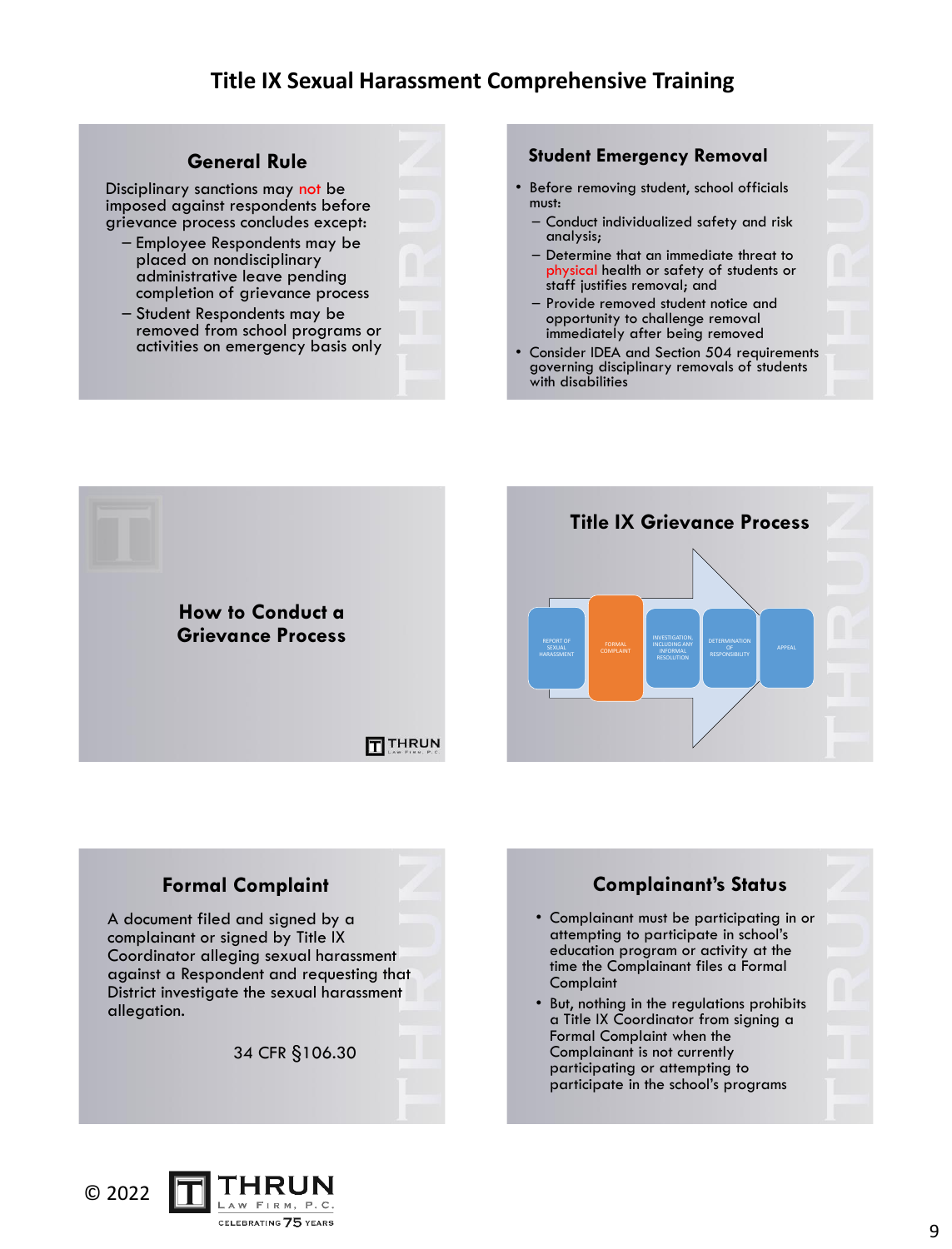# Title IX Sexual Harassment Comprehensive Training

## General Rule

Disciplinary sanctions may not be imposed against respondents before grievance process concludes except:

- Employee Respondents may be placed on nondisciplinary administrative leave pending completion of grievance process
- Student Respondents may be removed from school programs or activities on emergency basis only

## Student Emergency Removal

- Before removing student, school officials must:
  - Conduct individualized safety and risk analysis;
  - Determine that an immediate threat to physical health or safety of students or staff justifies removal; and
  - Provide removed student notice and opportunity to challenge removal immediately after being removed
- Consider IDEA and Section 504 requirements governing disciplinary removals of students with disabilities

## How to Conduct a Grievance Process

## Title IX Grievance Process

REPORT OF SEXUAL HARASSMENT → FORMAL COMPLAINT → INVESTIGATION, INCLUDING ANY INFORMAL RESOLUTION → DETERMINATION OF RESPONSIBILITY → APPEAL

## Formal Complaint

A document filed and signed by a complainant or signed by Title IX Coordinator alleging sexual harassment against a Respondent and requesting that District investigate the sexual harassment allegation.

34 CFR §106.30

## Complainant's Status

- Complainant must be participating in or attempting to participate in school's education program or activity at the time the Complainant files a Formal Complaint
- But, nothing in the regulations prohibits a Title IX Coordinator from signing a Formal Complaint when the Complainant is not currently participating or attempting to participate in the school's programs

© 2022 THRUN LAW FIRM, P.C. CELEBRATING 75 YEARS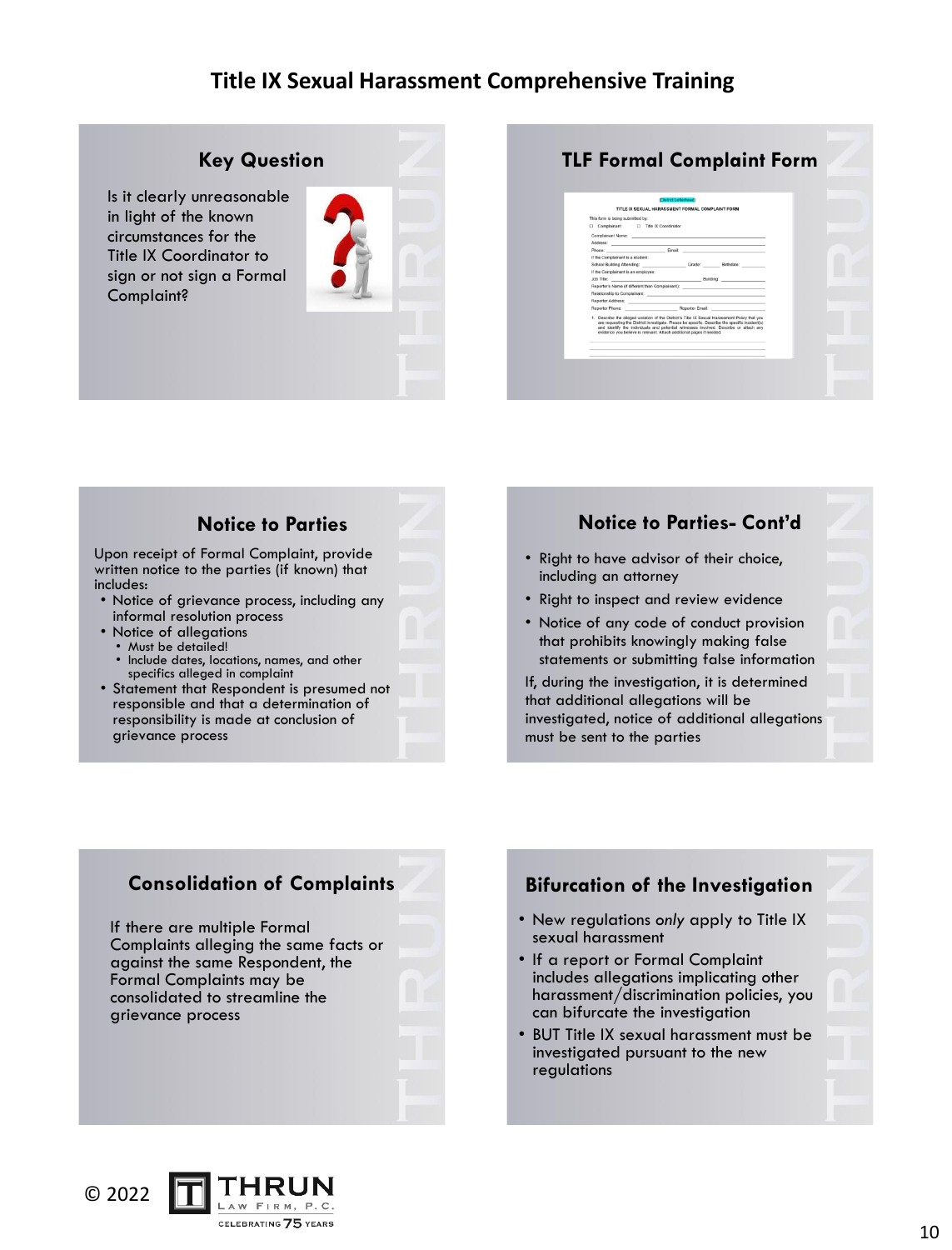# Title IX Sexual Harassment Comprehensive Training

## Key Question

Is it clearly unreasonable in light of the known circumstances for the Title IX Coordinator to sign or not sign a Formal Complaint?

## TLF Formal Complaint Form

## Notice to Parties

Upon receipt of Formal Complaint, provide written notice to the parties (if known) that includes:

- Notice of grievance process, including any informal resolution process
- Notice of allegations
  - Must be detailed!
  - Include dates, locations, names, and other specifics alleged in complaint
- Statement that Respondent is presumed not responsible and that a determination of responsibility is made at conclusion of grievance process

## Notice to Parties- Cont'd

- Right to have advisor of their choice, including an attorney
- Right to inspect and review evidence
- Notice of any code of conduct provision that prohibits knowingly making false statements or submitting false information

If, during the investigation, it is determined that additional allegations will be investigated, notice of additional allegations must be sent to the parties

## Consolidation of Complaints

If there are multiple Formal Complaints alleging the same facts or against the same Respondent, the Formal Complaints may be consolidated to streamline the grievance process

## Bifurcation of the Investigation

- New regulations *only* apply to Title IX sexual harassment
- If a report or Formal Complaint includes allegations implicating other harassment/discrimination policies, you can bifurcate the investigation
- BUT Title IX sexual harassment must be investigated pursuant to the new regulations

© 2022 THRUN LAW FIRM, P.C. CELEBRATING 75 YEARS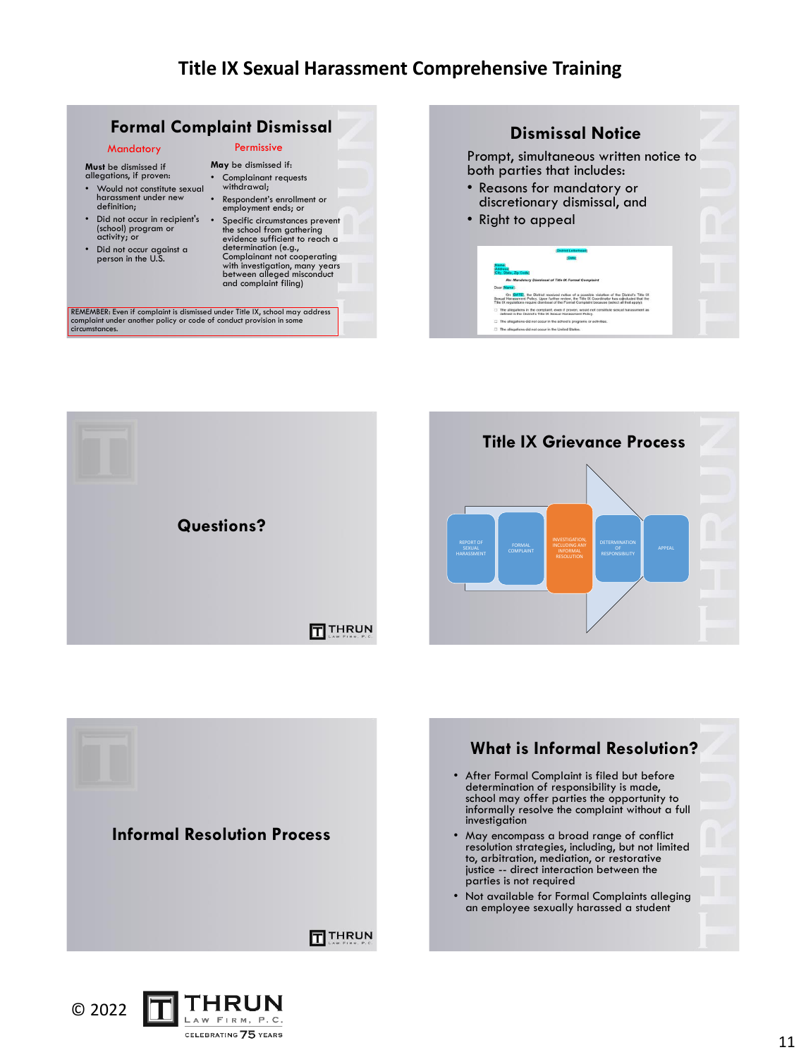# Title IX Sexual Harassment Comprehensive Training

## Formal Complaint Dismissal

**Mandatory**

**Must** be dismissed if allegations, if proven:

- Would not constitute sexual harassment under new definition;
- Did not occur in recipient's (school) program or activity; or
- Did not occur against a person in the U.S.

**Permissive**

**May** be dismissed if:

- Complainant requests withdrawal;
- Respondent's enrollment or employment ends; or
- Specific circumstances prevent the school from gathering evidence sufficient to reach a determination (e.g., Complainant not cooperating with investigation, many years between alleged misconduct and complaint filing)

REMEMBER: Even if complaint is dismissed under Title IX, school may address complaint under another policy or code of conduct provision in some circumstances.

## Dismissal Notice

Prompt, simultaneous written notice to both parties that includes:

- Reasons for mandatory or discretionary dismissal, and
- Right to appeal

[District Letterhead]

[Date]

[Name]
[Address]
[City, State, Zip Code]

Re: Mandatory Dismissal of Title IX Formal Complaint

Dear [Name]:

On [DATE], the District received notice of a possible violation of the District's Title IX Sexual Harassment Policy. Upon further review, the Title IX Coordinator has concluded that the Title IX regulations require dismissal of the Formal Complaint because (select all that apply):

☐ The allegations in the complaint, even if proven, would not constitute sexual harassment as defined in the District's Title IX Sexual Harassment Policy.

☐ The allegations did not occur in the school's programs or activities.

☐ The allegations did not occur in the United States.

## Questions?

## Title IX Grievance Process

REPORT OF SEXUAL HARASSMENT → FORMAL COMPLAINT → INVESTIGATION, INCLUDING ANY INFORMAL RESOLUTION → DETERMINATION OF RESPONSIBILITY → APPEAL

## Informal Resolution Process

## What is Informal Resolution?

- After Formal Complaint is filed but before determination of responsibility is made, school may offer parties the opportunity to informally resolve the complaint without a full investigation
- May encompass a broad range of conflict resolution strategies, including, but not limited to, arbitration, mediation, or restorative justice -- direct interaction between the parties is not required
- Not available for Formal Complaints alleging an employee sexually harassed a student

© 2022 THRUN LAW FIRM, P.C. CELEBRATING 75 YEARS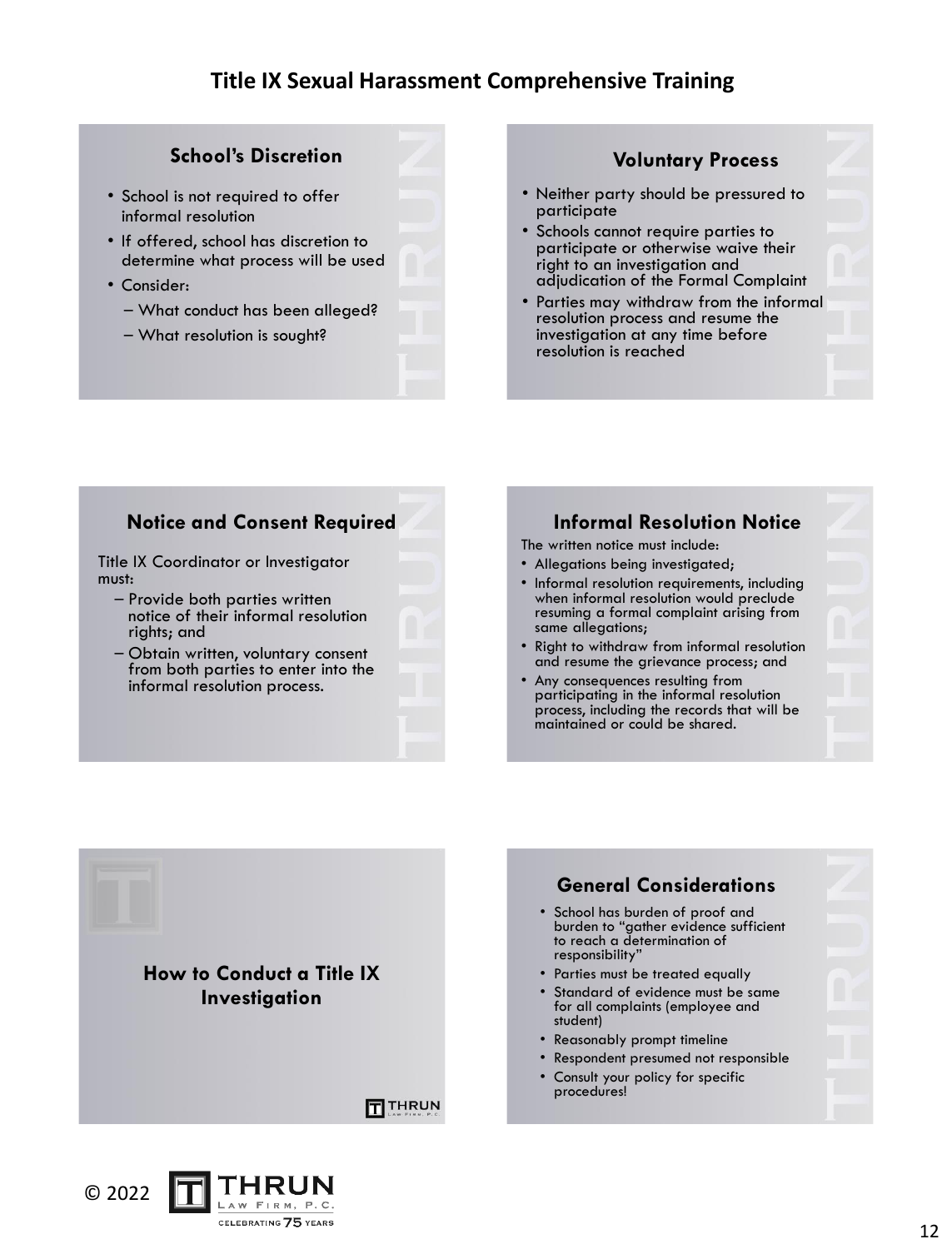## School's Discretion

- School is not required to offer informal resolution
- If offered, school has discretion to determine what process will be used
- Consider:
  - What conduct has been alleged?
  - What resolution is sought?

## Voluntary Process

- Neither party should be pressured to participate
- Schools cannot require parties to participate or otherwise waive their right to an investigation and adjudication of the Formal Complaint
- Parties may withdraw from the informal resolution process and resume the investigation at any time before resolution is reached

## Notice and Consent Required

Title IX Coordinator or Investigator must:

- Provide both parties written notice of their informal resolution rights; and
- Obtain written, voluntary consent from both parties to enter into the informal resolution process.

## Informal Resolution Notice

The written notice must include:

- Allegations being investigated;
- Informal resolution requirements, including when informal resolution would preclude resuming a formal complaint arising from same allegations;
- Right to withdraw from informal resolution and resume the grievance process; and
- Any consequences resulting from participating in the informal resolution process, including the records that will be maintained or could be shared.

## How to Conduct a Title IX Investigation

## General Considerations

- School has burden of proof and burden to "gather evidence sufficient to reach a determination of responsibility"
- Parties must be treated equally
- Standard of evidence must be same for all complaints (employee and student)
- Reasonably prompt timeline
- Respondent presumed not responsible
- Consult your policy for specific procedures!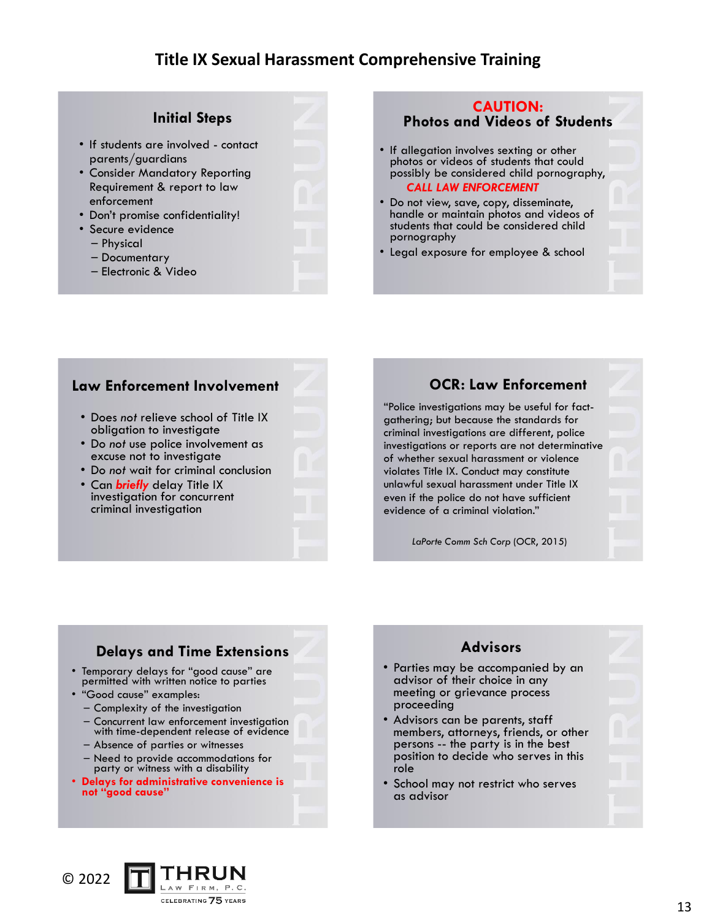# Title IX Sexual Harassment Comprehensive Training

## Initial Steps

- If students are involved - contact parents/guardians
- Consider Mandatory Reporting Requirement & report to law enforcement
- Don't promise confidentiality!
- Secure evidence
  - Physical
  - Documentary
  - Electronic & Video

## CAUTION: Photos and Videos of Students

- If allegation involves sexting or other photos or videos of students that could possibly be considered child pornography, ***CALL LAW ENFORCEMENT***
- Do not view, save, copy, disseminate, handle or maintain photos and videos of students that could be considered child pornography
- Legal exposure for employee & school

## Law Enforcement Involvement

- Does *not* relieve school of Title IX obligation to investigate
- Do *not* use police involvement as excuse not to investigate
- Do *not* wait for criminal conclusion
- Can ***briefly*** delay Title IX investigation for concurrent criminal investigation

## OCR: Law Enforcement

"Police investigations may be useful for fact-gathering; but because the standards for criminal investigations are different, police investigations or reports are not determinative of whether sexual harassment or violence violates Title IX. Conduct may constitute unlawful sexual harassment under Title IX even if the police do not have sufficient evidence of a criminal violation."

*LaPorte Comm Sch Corp* (OCR, 2015)

## Delays and Time Extensions

- Temporary delays for "good cause" are permitted with written notice to parties
- "Good cause" examples:
  - Complexity of the investigation
  - Concurrent law enforcement investigation with time-dependent release of evidence
  - Absence of parties or witnesses
  - Need to provide accommodations for party or witness with a disability
- **Delays for administrative convenience is not "good cause"**

## Advisors

- Parties may be accompanied by an advisor of their choice in any meeting or grievance process proceeding
- Advisors can be parents, staff members, attorneys, friends, or other persons -- the party is in the best position to decide who serves in this role
- School may not restrict who serves as advisor

© 2022 THRUN LAW FIRM, P.C. CELEBRATING 75 YEARS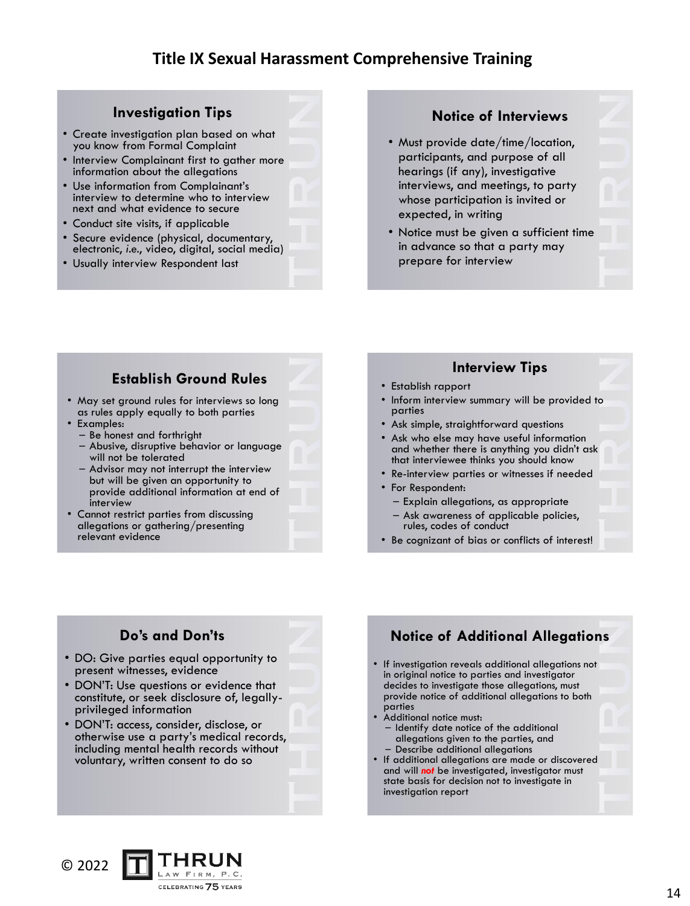# Title IX Sexual Harassment Comprehensive Training

## Investigation Tips

- Create investigation plan based on what you know from Formal Complaint
- Interview Complainant first to gather more information about the allegations
- Use information from Complainant's interview to determine who to interview next and what evidence to secure
- Conduct site visits, if applicable
- Secure evidence (physical, documentary, electronic, *i.e.*, video, digital, social media)
- Usually interview Respondent last

## Notice of Interviews

- Must provide date/time/location, participants, and purpose of all hearings (if any), investigative interviews, and meetings, to party whose participation is invited or expected, in writing
- Notice must be given a sufficient time in advance so that a party may prepare for interview

## Establish Ground Rules

- May set ground rules for interviews so long as rules apply equally to both parties
- Examples:
  - Be honest and forthright
  - Abusive, disruptive behavior or language will not be tolerated
  - Advisor may not interrupt the interview but will be given an opportunity to provide additional information at end of interview
- Cannot restrict parties from discussing allegations or gathering/presenting relevant evidence

## Interview Tips

- Establish rapport
- Inform interview summary will be provided to parties
- Ask simple, straightforward questions
- Ask who else may have useful information and whether there is anything you didn't ask that interviewee thinks you should know
- Re-interview parties or witnesses if needed
- For Respondent:
  - Explain allegations, as appropriate
  - Ask awareness of applicable policies, rules, codes of conduct
- Be cognizant of bias or conflicts of interest!

## Do's and Don'ts

- DO: Give parties equal opportunity to present witnesses, evidence
- DON'T: Use questions or evidence that constitute, or seek disclosure of, legally-privileged information
- DON'T: access, consider, disclose, or otherwise use a party's medical records, including mental health records without voluntary, written consent to do so

## Notice of Additional Allegations

- If investigation reveals additional allegations not in original notice to parties and investigator decides to investigate those allegations, must provide notice of additional allegations to both parties
- Additional notice must:
  - Identify date notice of the additional allegations given to the parties, and
  - Describe additional allegations
- If additional allegations are made or discovered and will ***not*** be investigated, investigator must state basis for decision not to investigate in investigation report

© 2022 THRUN LAW FIRM, P.C. CELEBRATING 75 YEARS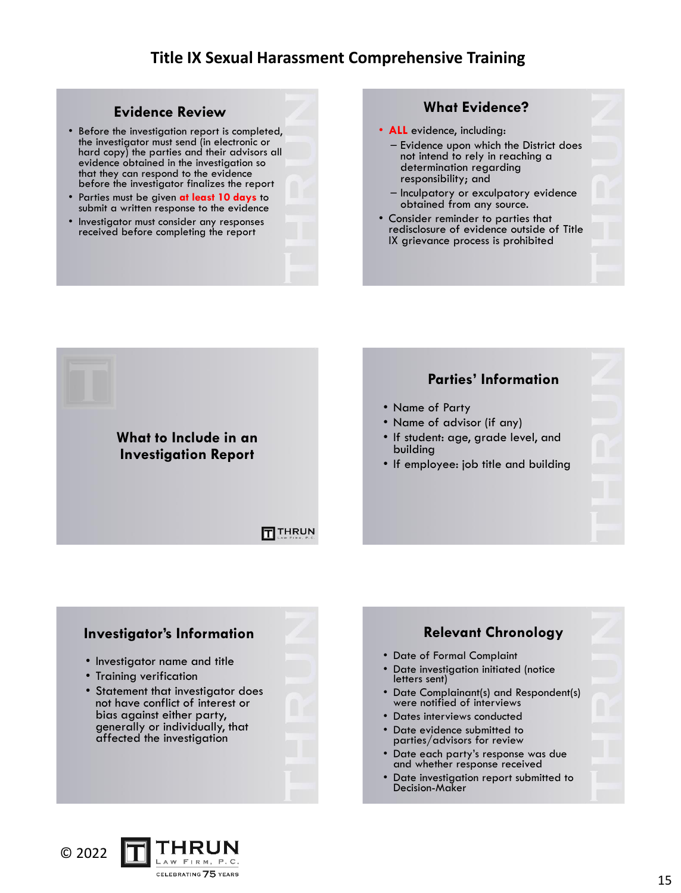# Title IX Sexual Harassment Comprehensive Training

## Evidence Review

- Before the investigation report is completed, the investigator must send (in electronic or hard copy) the parties and their advisors all evidence obtained in the investigation so that they can respond to the evidence before the investigator finalizes the report
- Parties must be given **at least 10 days** to submit a written response to the evidence
- Investigator must consider any responses received before completing the report

## What Evidence?

- **ALL** evidence, including:
  - Evidence upon which the District does not intend to rely in reaching a determination regarding responsibility; and
  - Inculpatory or exculpatory evidence obtained from any source.
- Consider reminder to parties that redisclosure of evidence outside of Title IX grievance process is prohibited

## What to Include in an Investigation Report

## Parties' Information

- Name of Party
- Name of advisor (if any)
- If student: age, grade level, and building
- If employee: job title and building

## Investigator's Information

- Investigator name and title
- Training verification
- Statement that investigator does not have conflict of interest or bias against either party, generally or individually, that affected the investigation

## Relevant Chronology

- Date of Formal Complaint
- Date investigation initiated (notice letters sent)
- Date Complainant(s) and Respondent(s) were notified of interviews
- Dates interviews conducted
- Date evidence submitted to parties/advisors for review
- Date each party's response was due and whether response received
- Date investigation report submitted to Decision-Maker

© 2022 THRUN LAW FIRM, P.C. CELEBRATING 75 YEARS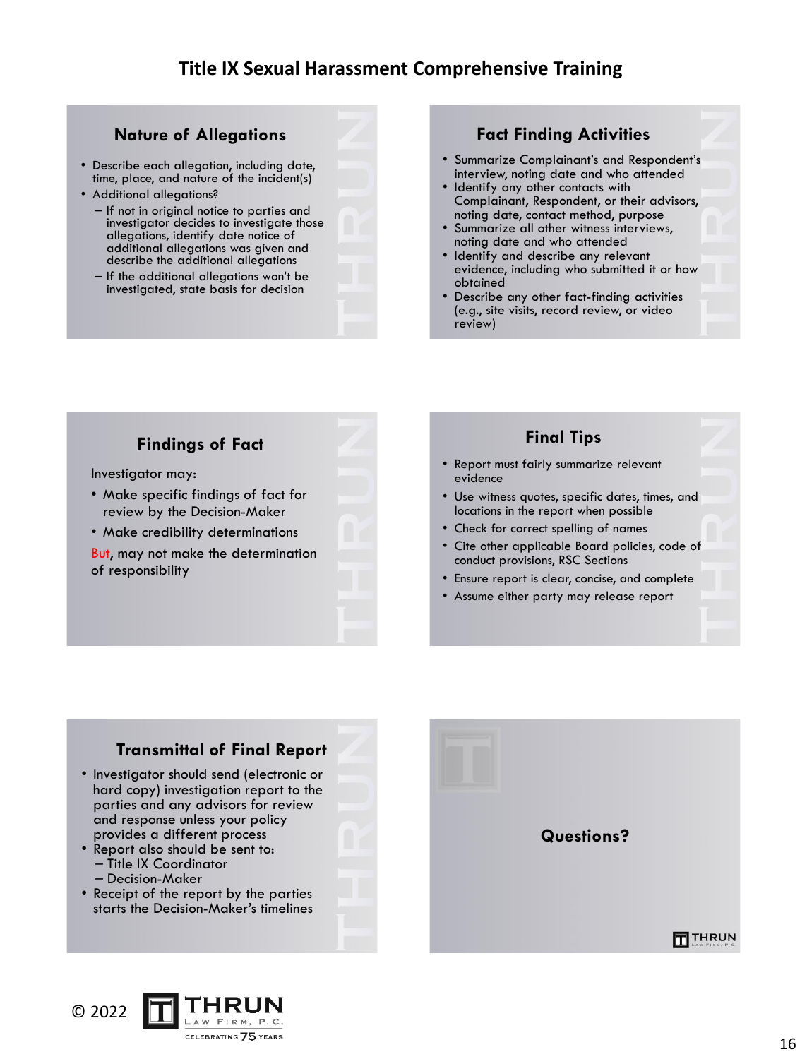# Title IX Sexual Harassment Comprehensive Training

## Nature of Allegations

- Describe each allegation, including date, time, place, and nature of the incident(s)
- Additional allegations?
  - If not in original notice to parties and investigator decides to investigate those allegations, identify date notice of additional allegations was given and describe the additional allegations
  - If the additional allegations won't be investigated, state basis for decision

## Fact Finding Activities

- Summarize Complainant's and Respondent's interview, noting date and who attended
- Identify any other contacts with Complainant, Respondent, or their advisors, noting date, contact method, purpose
- Summarize all other witness interviews, noting date and who attended
- Identify and describe any relevant evidence, including who submitted it or how obtained
- Describe any other fact-finding activities (e.g., site visits, record review, or video review)

## Findings of Fact

Investigator may:

- Make specific findings of fact for review by the Decision-Maker
- Make credibility determinations

But, may not make the determination of responsibility

## Final Tips

- Report must fairly summarize relevant evidence
- Use witness quotes, specific dates, times, and locations in the report when possible
- Check for correct spelling of names
- Cite other applicable Board policies, code of conduct provisions, RSC Sections
- Ensure report is clear, concise, and complete
- Assume either party may release report

## Transmittal of Final Report

- Investigator should send (electronic or hard copy) investigation report to the parties and any advisors for review and response unless your policy provides a different process
- Report also should be sent to:
  - Title IX Coordinator
  - Decision-Maker
- Receipt of the report by the parties starts the Decision-Maker's timelines

## Questions?

© 2022 THRUN LAW FIRM, P.C. CELEBRATING 75 YEARS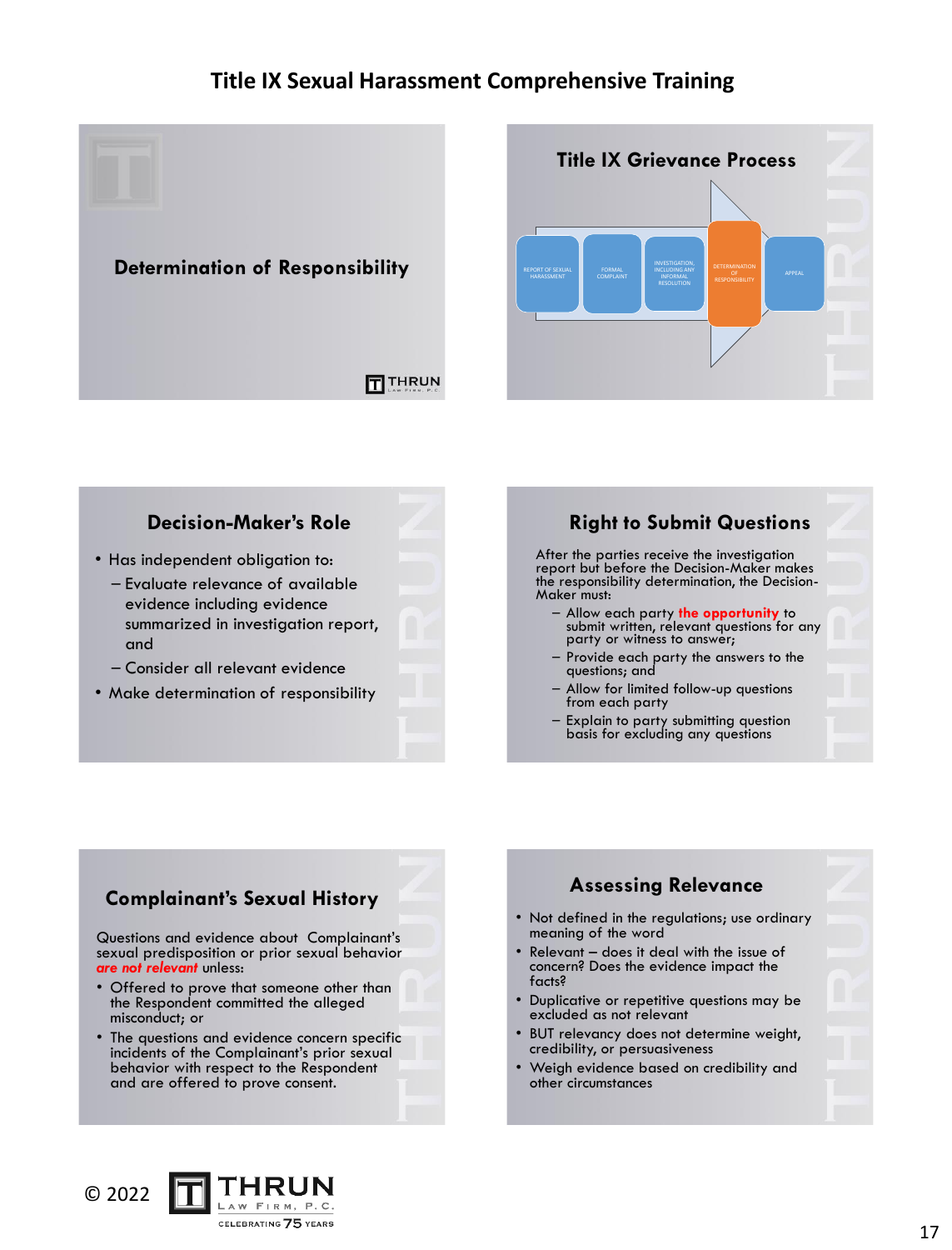# Title IX Sexual Harassment Comprehensive Training

## Determination of Responsibility

## Title IX Grievance Process

REPORT OF SEXUAL HARASSMENT → FORMAL COMPLAINT → INVESTIGATION, INCLUDING ANY INFORMAL RESOLUTION → DETERMINATION OF RESPONSIBILITY → APPEAL

## Decision-Maker's Role

- Has independent obligation to:
  - Evaluate relevance of available evidence including evidence summarized in investigation report, and
  - Consider all relevant evidence
- Make determination of responsibility

## Right to Submit Questions

After the parties receive the investigation report but before the Decision-Maker makes the responsibility determination, the Decision-Maker must:

- Allow each party **the opportunity** to submit written, relevant questions for any party or witness to answer;
- Provide each party the answers to the questions; and
- Allow for limited follow-up questions from each party
- Explain to party submitting question basis for excluding any questions

## Complainant's Sexual History

Questions and evidence about Complainant's sexual predisposition or prior sexual behavior ***are not relevant*** unless:

- Offered to prove that someone other than the Respondent committed the alleged misconduct; or
- The questions and evidence concern specific incidents of the Complainant's prior sexual behavior with respect to the Respondent and are offered to prove consent.

## Assessing Relevance

- Not defined in the regulations; use ordinary meaning of the word
- Relevant – does it deal with the issue of concern? Does the evidence impact the facts?
- Duplicative or repetitive questions may be excluded as not relevant
- BUT relevancy does not determine weight, credibility, or persuasiveness
- Weigh evidence based on credibility and other circumstances

© 2022 THRUN LAW FIRM, P.C. CELEBRATING 75 YEARS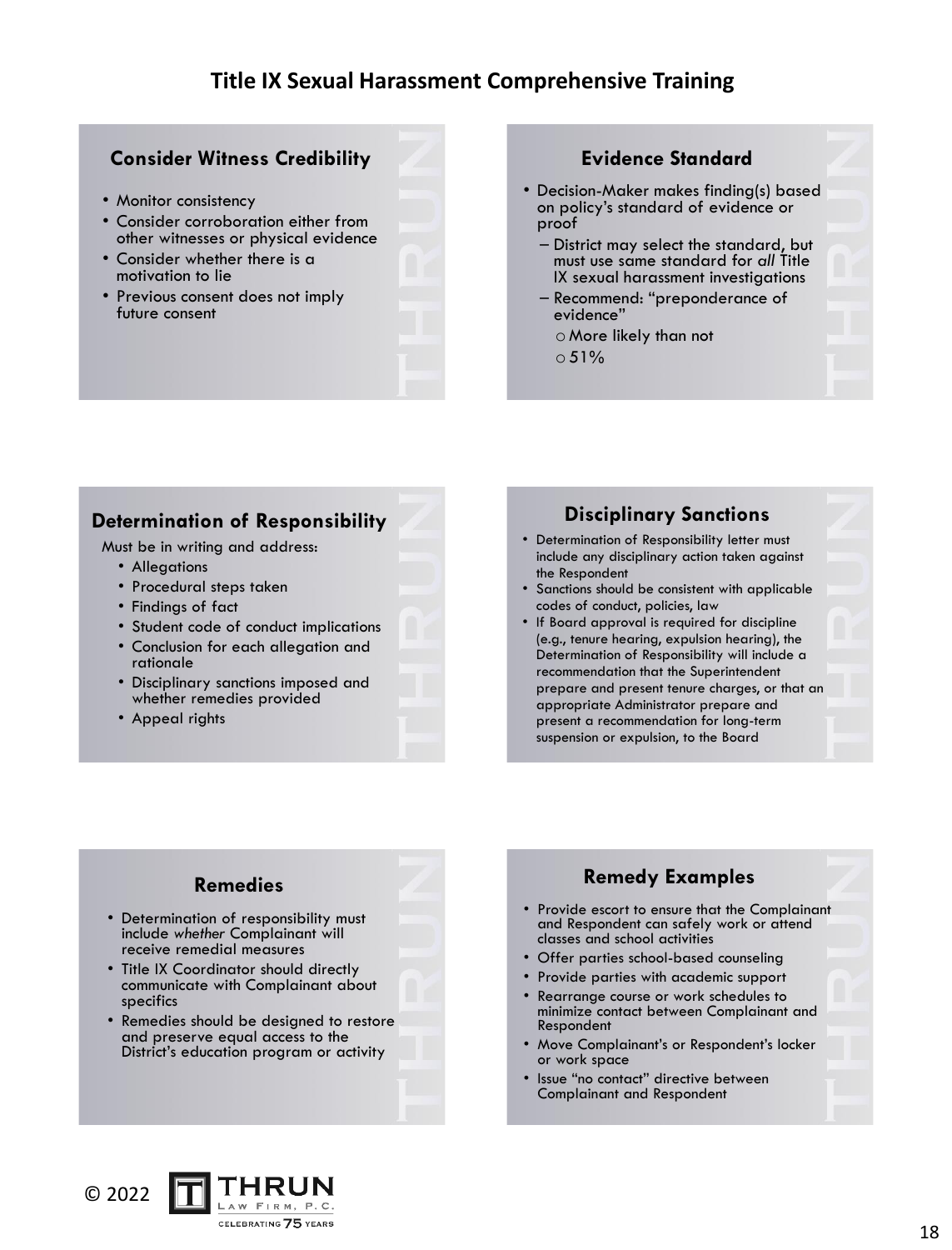# Title IX Sexual Harassment Comprehensive Training

## Consider Witness Credibility

- Monitor consistency
- Consider corroboration either from other witnesses or physical evidence
- Consider whether there is a motivation to lie
- Previous consent does not imply future consent

## Evidence Standard

- Decision-Maker makes finding(s) based on policy's standard of evidence or proof
  - District may select the standard, but must use same standard for *all* Title IX sexual harassment investigations
  - Recommend: "preponderance of evidence"
    - More likely than not
    - 51%

## Determination of Responsibility

Must be in writing and address:

- Allegations
- Procedural steps taken
- Findings of fact
- Student code of conduct implications
- Conclusion for each allegation and rationale
- Disciplinary sanctions imposed and whether remedies provided
- Appeal rights

## Disciplinary Sanctions

- Determination of Responsibility letter must include any disciplinary action taken against the Respondent
- Sanctions should be consistent with applicable codes of conduct, policies, law
- If Board approval is required for discipline (e.g., tenure hearing, expulsion hearing), the Determination of Responsibility will include a recommendation that the Superintendent prepare and present tenure charges, or that an appropriate Administrator prepare and present a recommendation for long-term suspension or expulsion, to the Board

## Remedies

- Determination of responsibility must include *whether* Complainant will receive remedial measures
- Title IX Coordinator should directly communicate with Complainant about specifics
- Remedies should be designed to restore and preserve equal access to the District's education program or activity

## Remedy Examples

- Provide escort to ensure that the Complainant and Respondent can safely work or attend classes and school activities
- Offer parties school-based counseling
- Provide parties with academic support
- Rearrange course or work schedules to minimize contact between Complainant and Respondent
- Move Complainant's or Respondent's locker or work space
- Issue "no contact" directive between Complainant and Respondent

© 2022 THRUN LAW FIRM, P.C. CELEBRATING 75 YEARS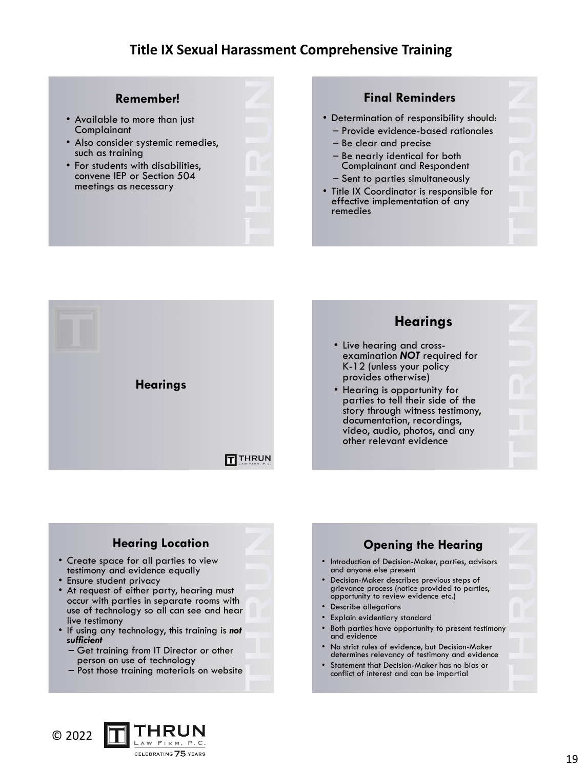# Title IX Sexual Harassment Comprehensive Training

## Remember!

- Available to more than just Complainant
- Also consider systemic remedies, such as training
- For students with disabilities, convene IEP or Section 504 meetings as necessary

## Final Reminders

- Determination of responsibility should:
  - Provide evidence-based rationales
  - Be clear and precise
  - Be nearly identical for both Complainant and Respondent
  - Sent to parties simultaneously
- Title IX Coordinator is responsible for effective implementation of any remedies

## Hearings

## Hearings

- Live hearing and cross-examination ***NOT*** required for K-12 (unless your policy provides otherwise)
- Hearing is opportunity for parties to tell their side of the story through witness testimony, documentation, recordings, video, audio, photos, and any other relevant evidence

## Hearing Location

- Create space for all parties to view testimony and evidence equally
- Ensure student privacy
- At request of either party, hearing must occur with parties in separate rooms with use of technology so all can see and hear live testimony
- If using any technology, this training is ***not sufficient***
  - Get training from IT Director or other person on use of technology
  - Post those training materials on website

## Opening the Hearing

- Introduction of Decision-Maker, parties, advisors and anyone else present
- Decision-Maker describes previous steps of grievance process (notice provided to parties, opportunity to review evidence etc.)
- Describe allegations
- Explain evidentiary standard
- Both parties have opportunity to present testimony and evidence
- No strict rules of evidence, but Decision-Maker determines relevancy of testimony and evidence
- Statement that Decision-Maker has no bias or conflict of interest and can be impartial

© 2022 THRUN LAW FIRM, P.C. CELEBRATING 75 YEARS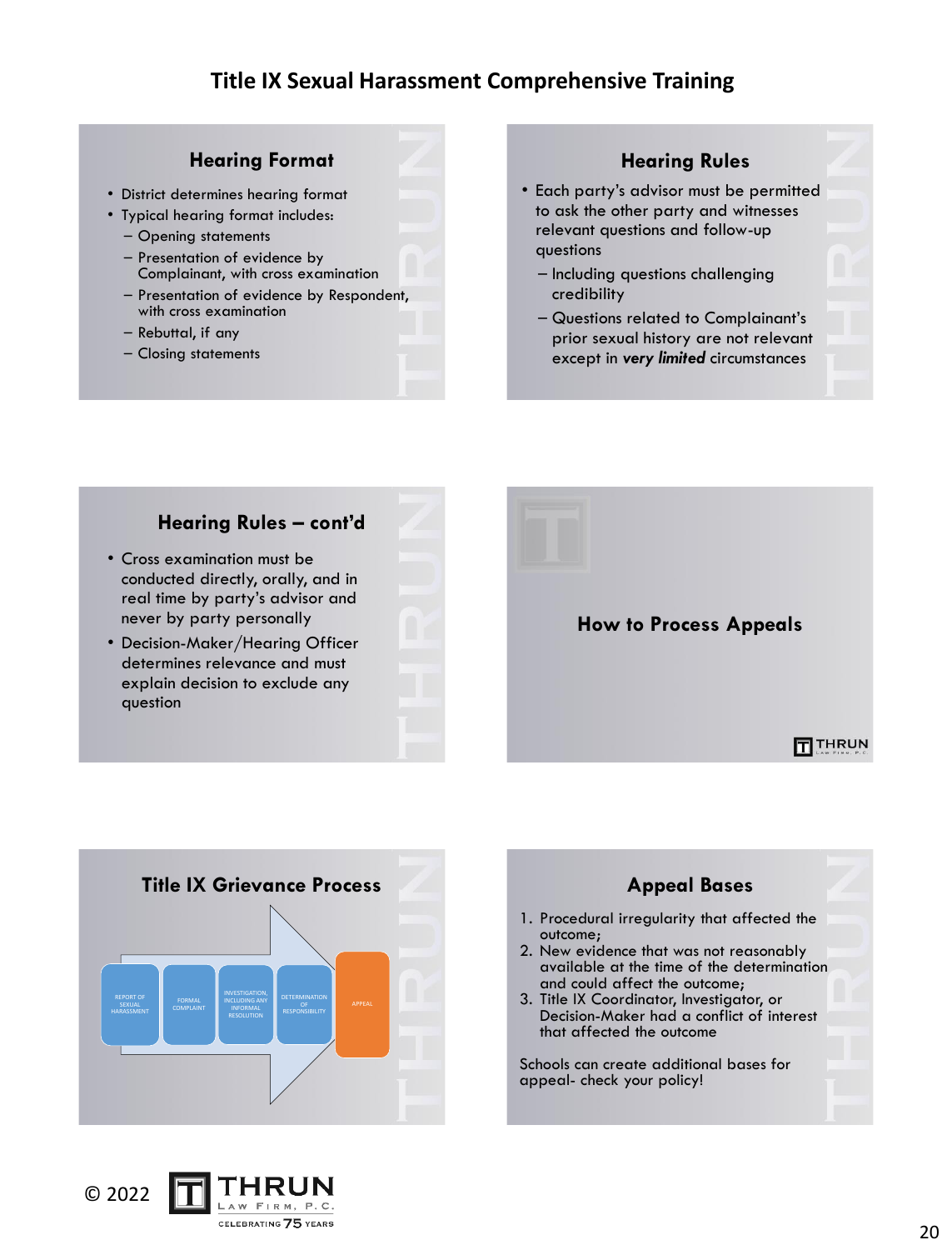# Title IX Sexual Harassment Comprehensive Training

## Hearing Format

- District determines hearing format
- Typical hearing format includes:
  - Opening statements
  - Presentation of evidence by Complainant, with cross examination
  - Presentation of evidence by Respondent, with cross examination
  - Rebuttal, if any
  - Closing statements

## Hearing Rules

- Each party's advisor must be permitted to ask the other party and witnesses relevant questions and follow-up questions
  - Including questions challenging credibility
  - Questions related to Complainant's prior sexual history are not relevant except in ***very limited*** circumstances

## Hearing Rules – cont'd

- Cross examination must be conducted directly, orally, and in real time by party's advisor and never by party personally
- Decision-Maker/Hearing Officer determines relevance and must explain decision to exclude any question

## How to Process Appeals

## Title IX Grievance Process

REPORT OF SEXUAL HARASSMENT → FORMAL COMPLAINT → INVESTIGATION, INCLUDING ANY INFORMAL RESOLUTION → DETERMINATION OF RESPONSIBILITY → APPEAL

## Appeal Bases

1. Procedural irregularity that affected the outcome;
2. New evidence that was not reasonably available at the time of the determination and could affect the outcome;
3. Title IX Coordinator, Investigator, or Decision-Maker had a conflict of interest that affected the outcome

Schools can create additional bases for appeal- check your policy!

© 2022 THRUN LAW FIRM, P.C. CELEBRATING 75 YEARS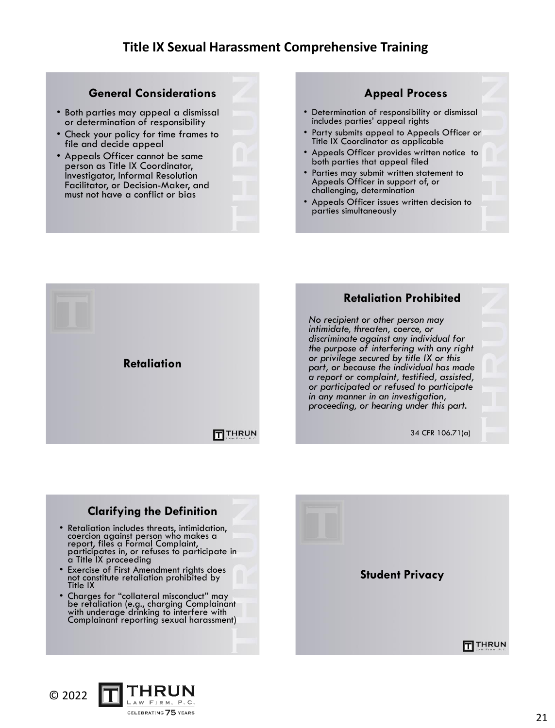## General Considerations

- Both parties may appeal a dismissal or determination of responsibility
- Check your policy for time frames to file and decide appeal
- Appeals Officer cannot be same person as Title IX Coordinator, Investigator, Informal Resolution Facilitator, or Decision-Maker, and must not have a conflict or bias

## Appeal Process

- Determination of responsibility or dismissal includes parties' appeal rights
- Party submits appeal to Appeals Officer or Title IX Coordinator as applicable
- Appeals Officer provides written notice to both parties that appeal filed
- Parties may submit written statement to Appeals Officer in support of, or challenging, determination
- Appeals Officer issues written decision to parties simultaneously

## Retaliation

## Retaliation Prohibited

*No recipient or other person may intimidate, threaten, coerce, or discriminate against any individual for the purpose of interfering with any right or privilege secured by title IX or this part, or because the individual has made a report or complaint, testified, assisted, or participated or refused to participate in any manner in an investigation, proceeding, or hearing under this part.*

34 CFR 106.71(a)

## Clarifying the Definition

- Retaliation includes threats, intimidation, coercion against person who makes a report, files a Formal Complaint, participates in, or refuses to participate in a Title IX proceeding
- Exercise of First Amendment rights does not constitute retaliation prohibited by Title IX
- Charges for "collateral misconduct" may be retaliation (e.g., charging Complainant with underage drinking to interfere with Complainant reporting sexual harassment)

## Student Privacy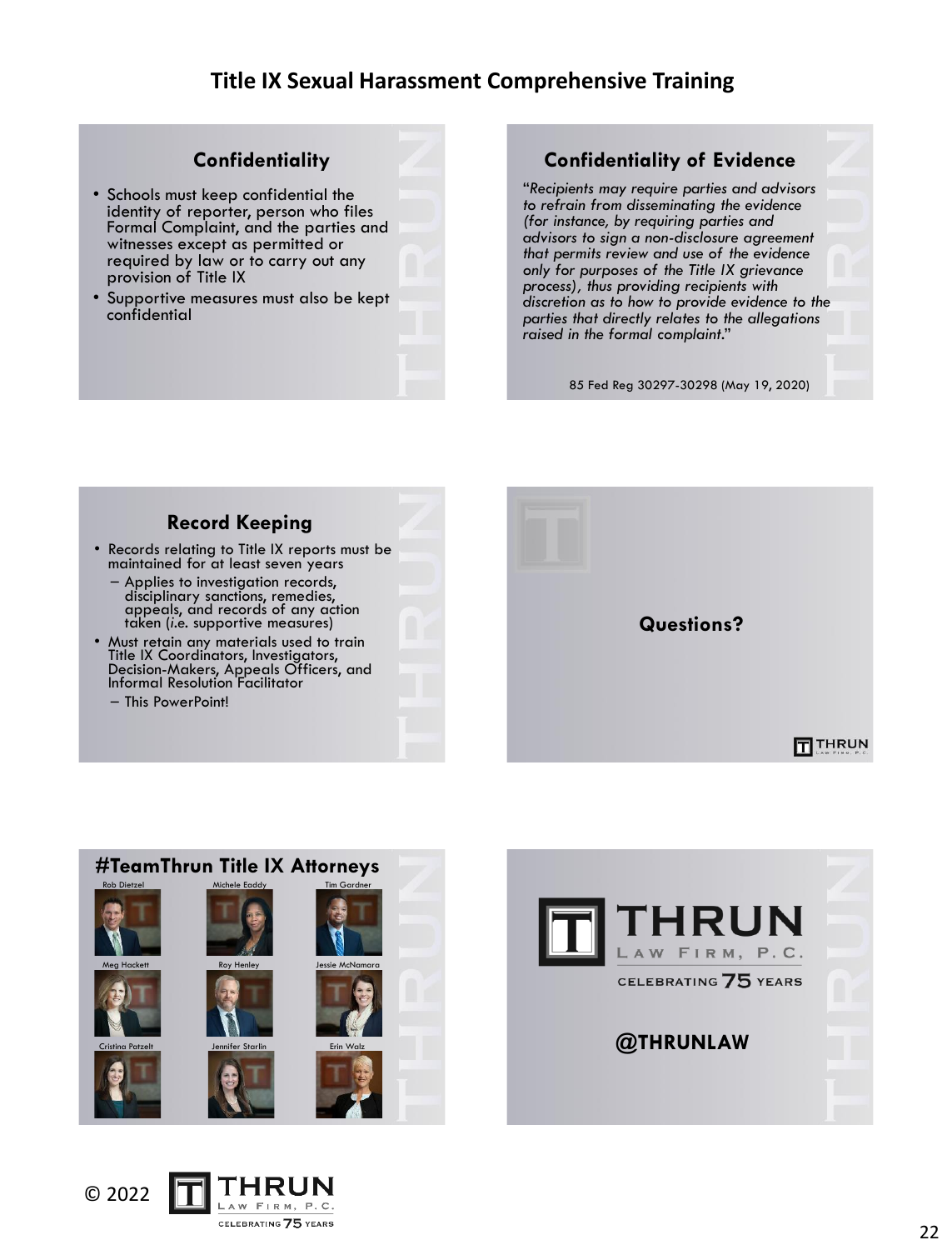## Title IX Sexual Harassment Comprehensive Training

### Confidentiality

- Schools must keep confidential the identity of reporter, person who files Formal Complaint, and the parties and witnesses except as permitted or required by law or to carry out any provision of Title IX
- Supportive measures must also be kept confidential

### Confidentiality of Evidence

"*Recipients may require parties and advisors to refrain from disseminating the evidence (for instance, by requiring parties and advisors to sign a non-disclosure agreement that permits review and use of the evidence only for purposes of the Title IX grievance process), thus providing recipients with discretion as to how to provide evidence to the parties that directly relates to the allegations raised in the formal complaint.*"

85 Fed Reg 30297-30298 (May 19, 2020)

### Record Keeping

- Records relating to Title IX reports must be maintained for at least seven years
  - Applies to investigation records, disciplinary sanctions, remedies, appeals, and records of any action taken (*i.e.* supportive measures)
- Must retain any materials used to train Title IX Coordinators, Investigators, Decision-Makers, Appeals Officers, and Informal Resolution Facilitator
  - This PowerPoint!

### Questions?

THRUN LAW FIRM, P.C.

### #TeamThrun Title IX Attorneys

Rob Dietzel, Michele Eaddy, Tim Gardner, Meg Hackett, Roy Henley, Jessie McNamara, Cristina Patzelt, Jennifer Starlin, Erin Walz

THRUN LAW FIRM, P.C.

CELEBRATING 75 YEARS

**@THRUNLAW**

© 2022 THRUN LAW FIRM, P.C. CELEBRATING 75 YEARS